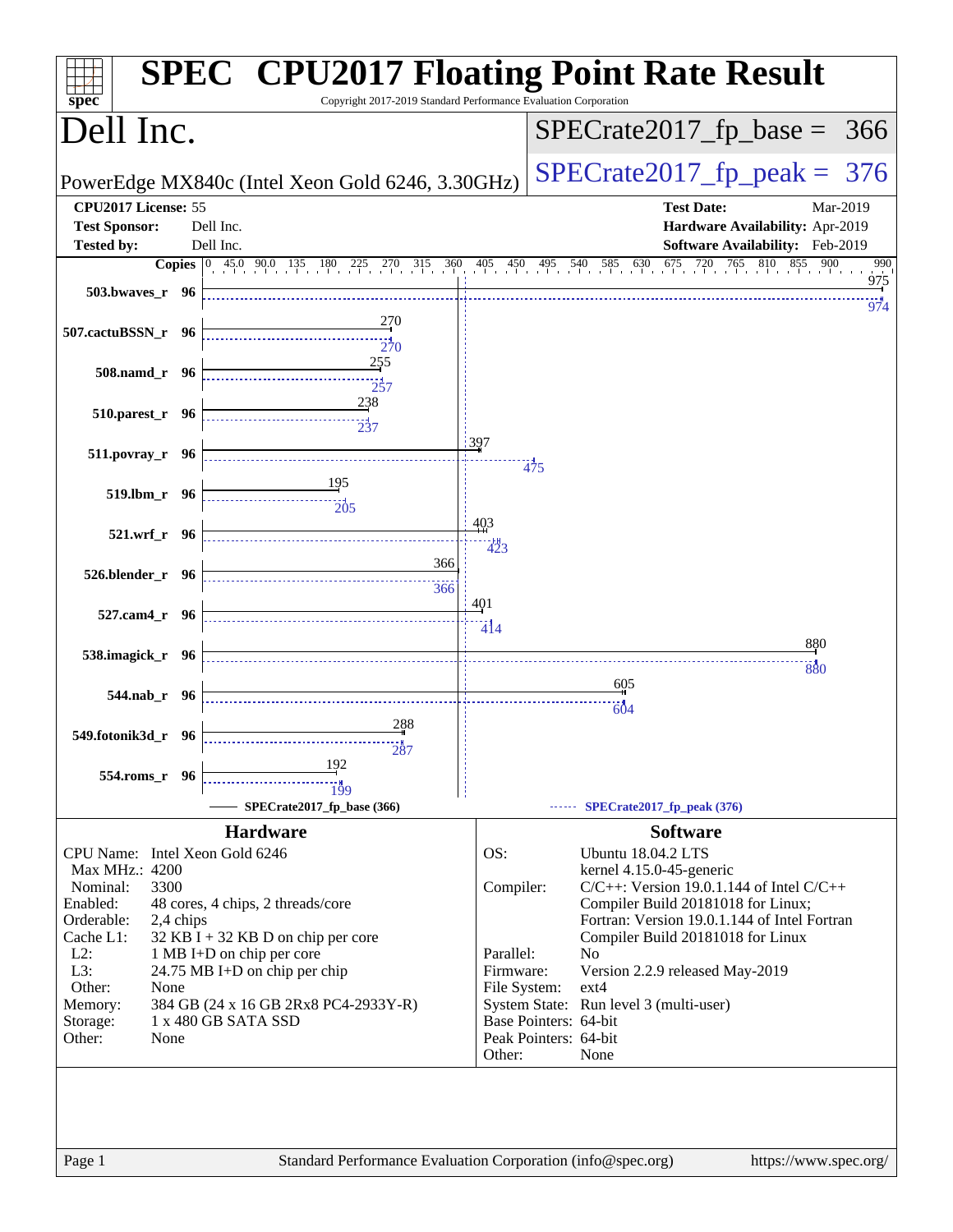# SPEC CPU2017 Floating Point Rate Result

Copyright 2017-2019 Standard Performance Evaluation Corporation

## Dell Inc.

PowerEdge MX840c (Intel Xeon Gold 6246, 3.30GHz)

SPECrate2017_fp_base = 366

SPECrate2017_fp_peak = 376

**CPU2017 License:** 55
**Test Sponsor:** Dell Inc.
**Tested by:** Dell Inc.

**Test Date:** Mar-2019
**Hardware Availability:** Apr-2019
**Software Availability:** Feb-2019

| Benchmark | Copies | Base | Peak |
|---|---|---|---|
| 503.bwaves_r | 96 | 975 | 974 |
| 507.cactuBSSN_r | 96 | 270 | 270 |
| 508.namd_r | 96 | 255 | 257 |
| 510.parest_r | 96 | 238 | 237 |
| 511.povray_r | 96 | 397 | 475 |
| 519.lbm_r | 96 | 195 | 205 |
| 521.wrf_r | 96 | 403 | 423 |
| 526.blender_r | 96 | 366 | 366 |
| 527.cam4_r | 96 | 401 | 414 |
| 538.imagick_r | 96 | 880 | 880 |
| 544.nab_r | 96 | 605 | 604 |
| 549.fotonik3d_r | 96 | 288 | 287 |
| 554.roms_r | 96 | 192 | 199 |

SPECrate2017_fp_base (366)

SPECrate2017_fp_peak (376)

### Hardware

| | |
|---|---|
| CPU Name: | Intel Xeon Gold 6246 |
| Max MHz.: | 4200 |
| Nominal: | 3300 |
| Enabled: | 48 cores, 4 chips, 2 threads/core |
| Orderable: | 2,4 chips |
| Cache L1: | 32 KB I + 32 KB D on chip per core |
| L2: | 1 MB I+D on chip per core |
| L3: | 24.75 MB I+D on chip per chip |
| Other: | None |
| Memory: | 384 GB (24 x 16 GB 2Rx8 PC4-2933Y-R) |
| Storage: | 1 x 480 GB SATA SSD |
| Other: | None |

### Software

| | |
|---|---|
| OS: | Ubuntu 18.04.2 LTS<br>kernel 4.15.0-45-generic |
| Compiler: | C/C++: Version 19.0.1.144 of Intel C/C++ Compiler Build 20181018 for Linux;<br>Fortran: Version 19.0.1.144 of Intel Fortran Compiler Build 20181018 for Linux |
| Parallel: | No |
| Firmware: | Version 2.2.9 released May-2019 |
| File System: | ext4 |
| System State: | Run level 3 (multi-user) |
| Base Pointers: | 64-bit |
| Peak Pointers: | 64-bit |
| Other: | None |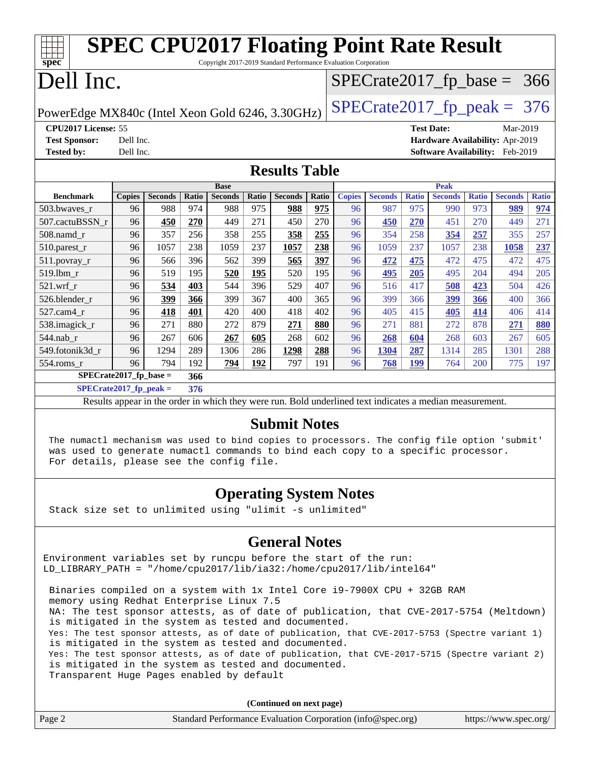# SPEC CPU2017 Floating Point Rate Result

Copyright 2017-2019 Standard Performance Evaluation Corporation

# Dell Inc.

PowerEdge MX840c (Intel Xeon Gold 6246, 3.30GHz)

SPECrate2017_fp_base = 366

SPECrate2017_fp_peak = 376

**CPU2017 License:** 55
**Test Sponsor:** Dell Inc.
**Tested by:** Dell Inc.

**Test Date:** Mar-2019
**Hardware Availability:** Apr-2019
**Software Availability:** Feb-2019

## Results Table

| | Base | | | | | | | Peak | | | | | | |
|---|---|---|---|---|---|---|---|---|---|---|---|---|---|---|
| **Benchmark** | **Copies** | **Seconds** | **Ratio** | **Seconds** | **Ratio** | **Seconds** | **Ratio** | **Copies** | **Seconds** | **Ratio** | **Seconds** | **Ratio** | **Seconds** | **Ratio** |
| 503.bwaves_r | 96 | 988 | 974 | 988 | 975 | **988** | **975** | 96 | 987 | 975 | 990 | 973 | **989** | **974** |
| 507.cactuBSSN_r | 96 | **450** | **270** | 449 | 271 | 450 | 270 | 96 | **450** | **270** | 451 | 270 | 449 | 271 |
| 508.namd_r | 96 | 357 | 256 | 358 | 255 | **358** | **255** | 96 | 354 | 258 | **354** | **257** | 355 | 257 |
| 510.parest_r | 96 | 1057 | 238 | 1059 | 237 | **1057** | **238** | 96 | 1059 | 237 | 1057 | 238 | **1058** | **237** |
| 511.povray_r | 96 | 566 | 396 | 562 | 399 | **565** | **397** | 96 | **472** | **475** | 472 | 475 | 472 | 475 |
| 519.lbm_r | 96 | 519 | 195 | **520** | **195** | 520 | 195 | 96 | **495** | **205** | 495 | 204 | 494 | 205 |
| 521.wrf_r | 96 | **534** | **403** | 544 | 396 | 529 | 407 | 96 | 516 | 417 | **508** | **423** | 504 | 426 |
| 526.blender_r | 96 | **399** | **366** | 399 | 367 | 400 | 365 | 96 | 399 | 366 | **399** | **366** | 400 | 366 |
| 527.cam4_r | 96 | **418** | **401** | 420 | 400 | 418 | 402 | 96 | 405 | 415 | **405** | **414** | 406 | 414 |
| 538.imagick_r | 96 | 271 | 880 | 272 | 879 | **271** | **880** | 96 | 271 | 881 | 272 | 878 | **271** | **880** |
| 544.nab_r | 96 | 267 | 606 | **267** | **605** | 268 | 602 | 96 | **268** | **604** | 268 | 603 | 267 | 605 |
| 549.fotonik3d_r | 96 | 1294 | 289 | 1306 | 286 | **1298** | **288** | 96 | **1304** | **287** | 1314 | 285 | 1301 | 288 |
| 554.roms_r | 96 | 794 | 192 | **794** | **192** | 797 | 191 | 96 | **768** | **199** | 764 | 200 | 775 | 197 |

**SPECrate2017_fp_base = 366**

**SPECrate2017_fp_peak = 376**

Results appear in the order in which they were run. Bold underlined text indicates a median measurement.

## Submit Notes

The numactl mechanism was used to bind copies to processors. The config file option 'submit' was used to generate numactl commands to bind each copy to a specific processor. For details, please see the config file.

## Operating System Notes

Stack size set to unlimited using "ulimit -s unlimited"

## General Notes

Environment variables set by runcpu before the start of the run:
LD_LIBRARY_PATH = "/home/cpu2017/lib/ia32:/home/cpu2017/lib/intel64"

Binaries compiled on a system with 1x Intel Core i9-7900X CPU + 32GB RAM memory using Redhat Enterprise Linux 7.5
NA: The test sponsor attests, as of date of publication, that CVE-2017-5754 (Meltdown) is mitigated in the system as tested and documented.
Yes: The test sponsor attests, as of date of publication, that CVE-2017-5753 (Spectre variant 1) is mitigated in the system as tested and documented.
Yes: The test sponsor attests, as of date of publication, that CVE-2017-5715 (Spectre variant 2) is mitigated in the system as tested and documented.
Transparent Huge Pages enabled by default

(Continued on next page)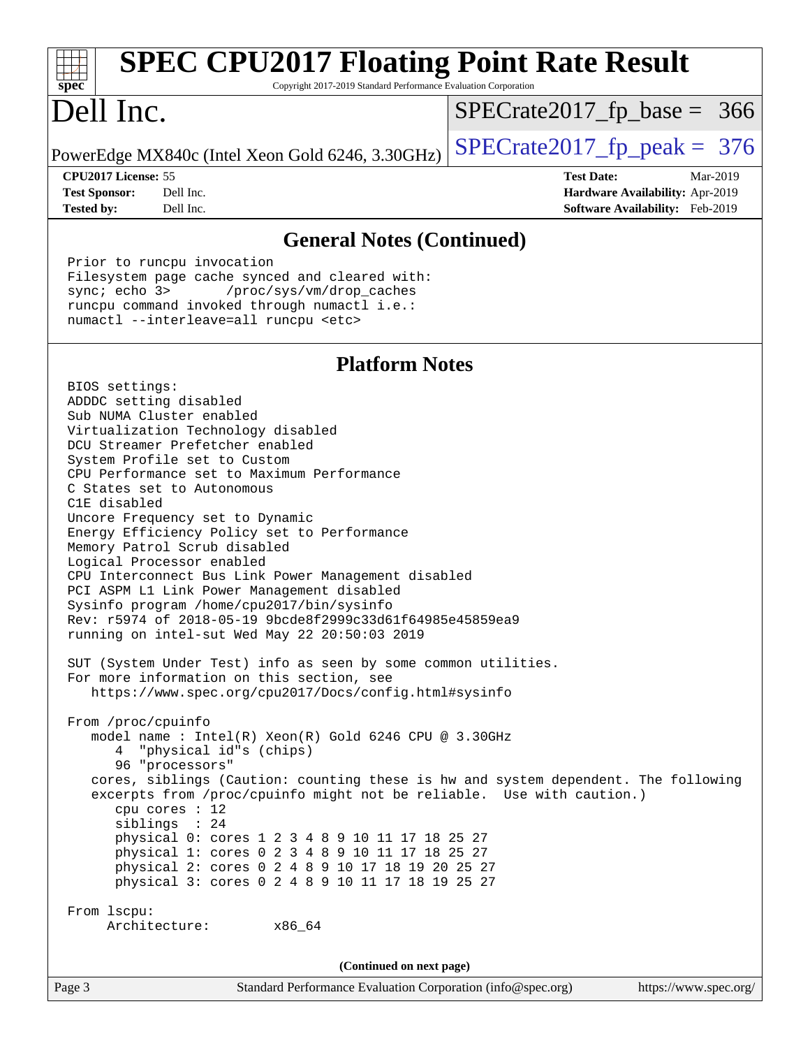## General Notes (Continued)

```
Prior to runcpu invocation
Filesystem page cache synced and cleared with:
sync; echo 3>       /proc/sys/vm/drop_caches
runcpu command invoked through numactl i.e.:
numactl --interleave=all runcpu <etc>
```

## Platform Notes

```
BIOS settings:
ADDDC setting disabled
Sub NUMA Cluster enabled
Virtualization Technology disabled
DCU Streamer Prefetcher enabled
System Profile set to Custom
CPU Performance set to Maximum Performance
C States set to Autonomous
C1E disabled
Uncore Frequency set to Dynamic
Energy Efficiency Policy set to Performance
Memory Patrol Scrub disabled
Logical Processor enabled
CPU Interconnect Bus Link Power Management disabled
PCI ASPM L1 Link Power Management disabled
Sysinfo program /home/cpu2017/bin/sysinfo
Rev: r5974 of 2018-05-19 9bcde8f2999c33d61f64985e45859ea9
running on intel-sut Wed May 22 20:50:03 2019

SUT (System Under Test) info as seen by some common utilities.
For more information on this section, see
   https://www.spec.org/cpu2017/Docs/config.html#sysinfo

From /proc/cpuinfo
   model name : Intel(R) Xeon(R) Gold 6246 CPU @ 3.30GHz
      4  "physical id"s (chips)
      96 "processors"
   cores, siblings (Caution: counting these is hw and system dependent. The following
   excerpts from /proc/cpuinfo might not be reliable.  Use with caution.)
      cpu cores : 12
      siblings  : 24
      physical 0: cores 1 2 3 4 8 9 10 11 17 18 25 27
      physical 1: cores 0 2 3 4 8 9 10 11 17 18 25 27
      physical 2: cores 0 2 4 8 9 10 17 18 19 20 25 27
      physical 3: cores 0 2 4 8 9 10 11 17 18 19 25 27

From lscpu:
     Architecture:        x86_64
```

(Continued on next page)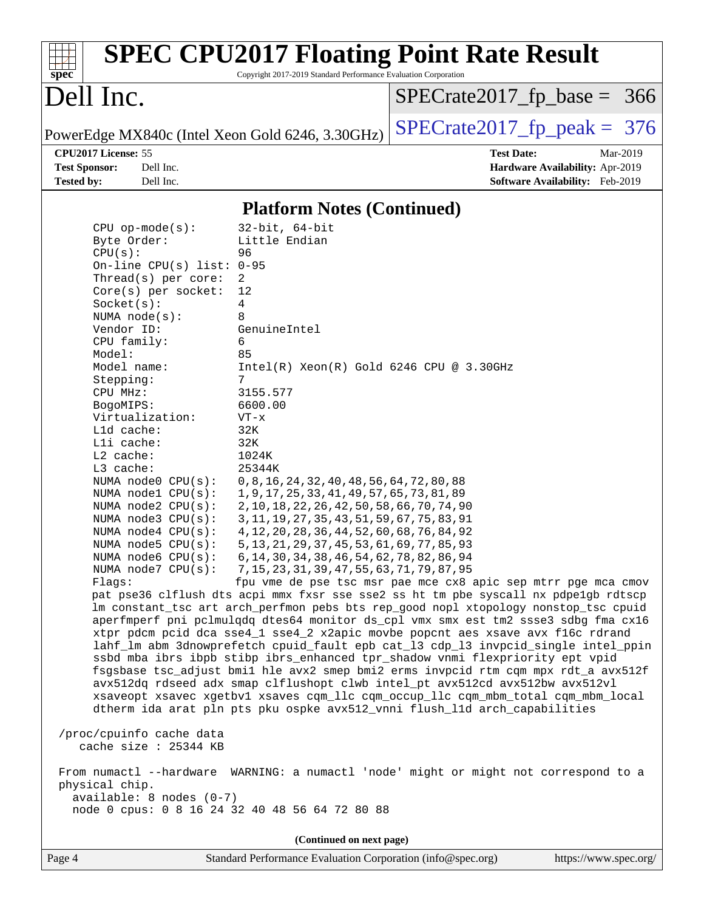## Platform Notes (Continued)

```
    CPU op-mode(s):        32-bit, 64-bit
    Byte Order:            Little Endian
    CPU(s):                96
    On-line CPU(s) list: 0-95
    Thread(s) per core:  2
    Core(s) per socket:  12
    Socket(s):             4
    NUMA node(s):          8
    Vendor ID:             GenuineIntel
    CPU family:            6
    Model:                 85
    Model name:            Intel(R) Xeon(R) Gold 6246 CPU @ 3.30GHz
    Stepping:              7
    CPU MHz:               3155.577
    BogoMIPS:              6600.00
    Virtualization:        VT-x
    L1d cache:             32K
    L1i cache:             32K
    L2 cache:              1024K
    L3 cache:              25344K
    NUMA node0 CPU(s):     0,8,16,24,32,40,48,56,64,72,80,88
    NUMA node1 CPU(s):     1,9,17,25,33,41,49,57,65,73,81,89
    NUMA node2 CPU(s):     2,10,18,22,26,42,50,58,66,70,74,90
    NUMA node3 CPU(s):     3,11,19,27,35,43,51,59,67,75,83,91
    NUMA node4 CPU(s):     4,12,20,28,36,44,52,60,68,76,84,92
    NUMA node5 CPU(s):     5,13,21,29,37,45,53,61,69,77,85,93
    NUMA node6 CPU(s):     6,14,30,34,38,46,54,62,78,82,86,94
    NUMA node7 CPU(s):     7,15,23,31,39,47,55,63,71,79,87,95
    Flags:                 fpu vme de pse tsc msr pae mce cx8 apic sep mtrr pge mca cmov
    pat pse36 clflush dts acpi mmx fxsr sse sse2 ss ht tm pbe syscall nx pdpe1gb rdtscp
    lm constant_tsc art arch_perfmon pebs bts rep_good nopl xtopology nonstop_tsc cpuid
    aperfmperf pni pclmulqdq dtes64 monitor ds_cpl vmx smx est tm2 ssse3 sdbg fma cx16
    xtpr pdcm pcid dca sse4_1 sse4_2 x2apic movbe popcnt aes xsave avx f16c rdrand
    lahf_lm abm 3dnowprefetch cpuid_fault epb cat_l3 cdp_l3 invpcid_single intel_ppin
    ssbd mba ibrs ibpb stibp ibrs_enhanced tpr_shadow vnmi flexpriority ept vpid
    fsgsbase tsc_adjust bmi1 hle avx2 smep bmi2 erms invpcid rtm cqm mpx rdt_a avx512f
    avx512dq rdseed adx smap clflushopt clwb intel_pt avx512cd avx512bw avx512vl
    xsaveopt xsavec xgetbv1 xsaves cqm_llc cqm_occup_llc cqm_mbm_total cqm_mbm_local
    dtherm ida arat pln pts pku ospke avx512_vnni flush_l1d arch_capabilities

 /proc/cpuinfo cache data
    cache size : 25344 KB

 From numactl --hardware  WARNING: a numactl 'node' might or might not correspond to a
 physical chip.
   available: 8 nodes (0-7)
   node 0 cpus: 0 8 16 24 32 40 48 56 64 72 80 88
```

(Continued on next page)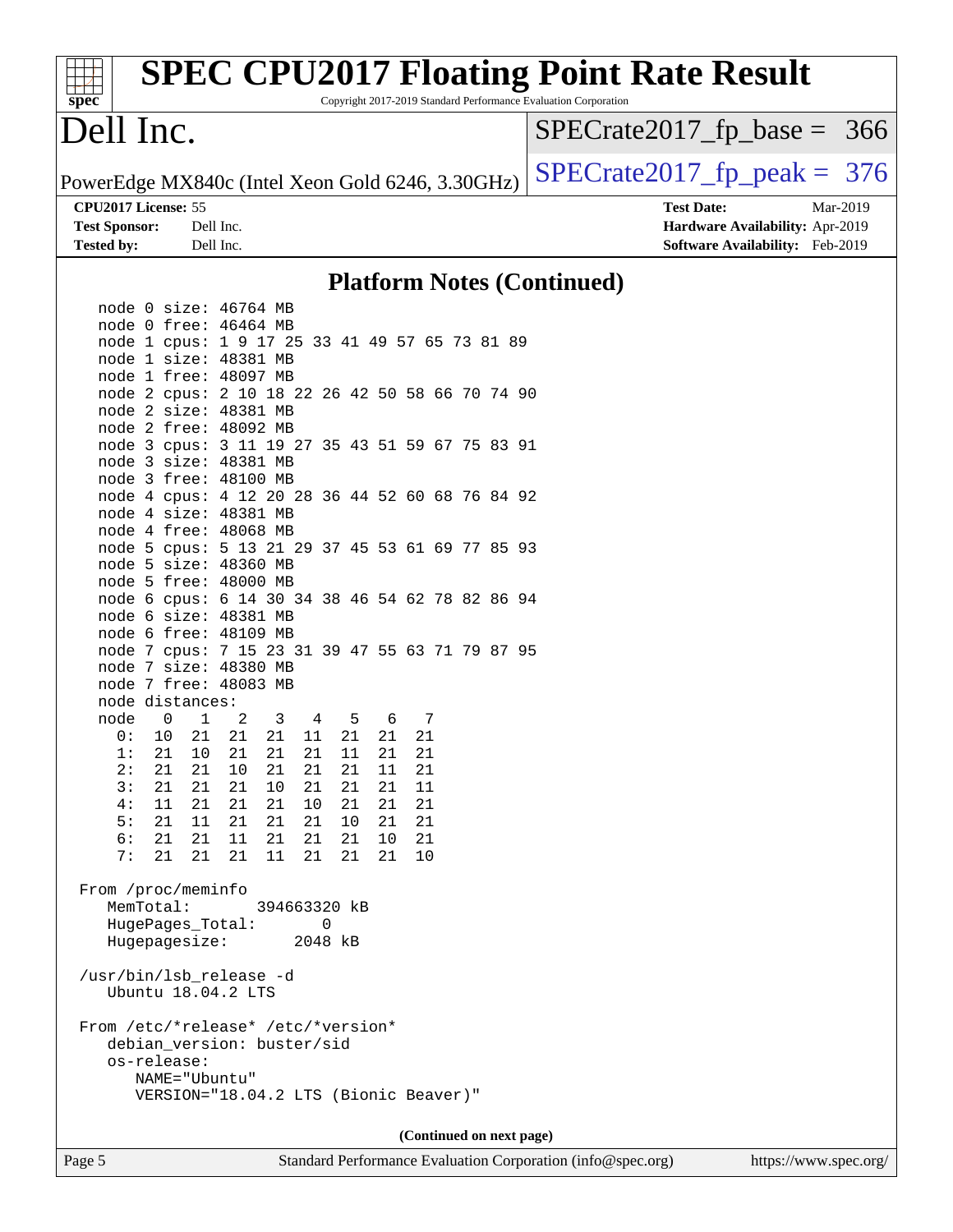## Platform Notes (Continued)

```
   node 0 size: 46764 MB
   node 0 free: 46464 MB
   node 1 cpus: 1 9 17 25 33 41 49 57 65 73 81 89
   node 1 size: 48381 MB
   node 1 free: 48097 MB
   node 2 cpus: 2 10 18 22 26 42 50 58 66 70 74 90
   node 2 size: 48381 MB
   node 2 free: 48092 MB
   node 3 cpus: 3 11 19 27 35 43 51 59 67 75 83 91
   node 3 size: 48381 MB
   node 3 free: 48100 MB
   node 4 cpus: 4 12 20 28 36 44 52 60 68 76 84 92
   node 4 size: 48381 MB
   node 4 free: 48068 MB
   node 5 cpus: 5 13 21 29 37 45 53 61 69 77 85 93
   node 5 size: 48360 MB
   node 5 free: 48000 MB
   node 6 cpus: 6 14 30 34 38 46 54 62 78 82 86 94
   node 6 size: 48381 MB
   node 6 free: 48109 MB
   node 7 cpus: 7 15 23 31 39 47 55 63 71 79 87 95
   node 7 size: 48380 MB
   node 7 free: 48083 MB
   node distances:
   node   0   1   2   3   4   5   6   7
     0:  10  21  21  21  11  21  21  21
     1:  21  10  21  21  21  11  21  21
     2:  21  21  10  21  21  21  11  21
     3:  21  21  21  10  21  21  21  11
     4:  11  21  21  21  10  21  21  21
     5:  21  11  21  21  21  10  21  21
     6:  21  21  11  21  21  21  10  21
     7:  21  21  21  11  21  21  21  10

 From /proc/meminfo
    MemTotal:       394663320 kB
    HugePages_Total:       0
    Hugepagesize:       2048 kB

 /usr/bin/lsb_release -d
    Ubuntu 18.04.2 LTS

 From /etc/*release* /etc/*version*
    debian_version: buster/sid
    os-release:
       NAME="Ubuntu"
       VERSION="18.04.2 LTS (Bionic Beaver)"
```

(Continued on next page)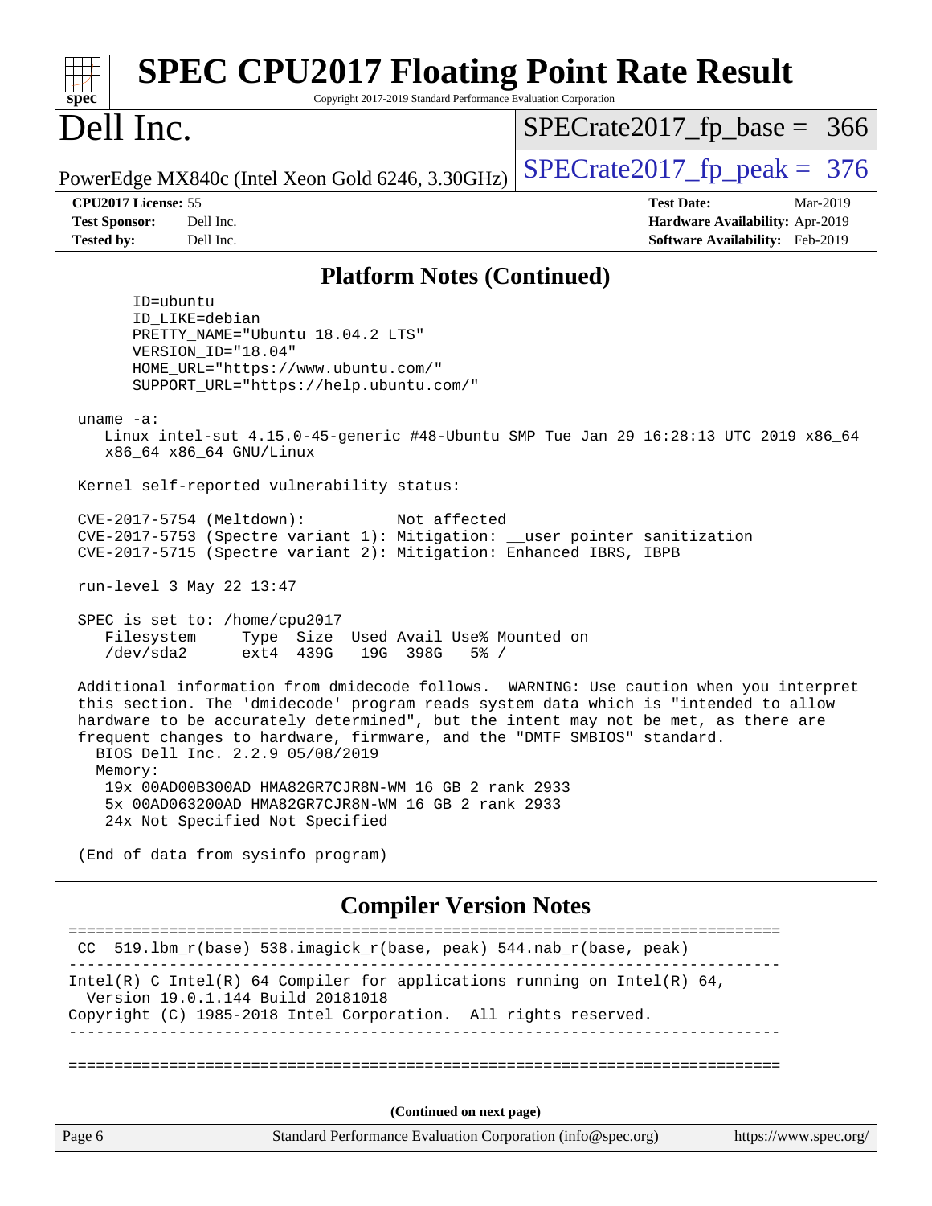# SPEC CPU2017 Floating Point Rate Result

Copyright 2017-2019 Standard Performance Evaluation Corporation

## Dell Inc.

PowerEdge MX840c (Intel Xeon Gold 6246, 3.30GHz)

SPECrate2017_fp_base = 366

SPECrate2017_fp_peak = 376

**CPU2017 License:** 55
**Test Sponsor:** Dell Inc.
**Tested by:** Dell Inc.

**Test Date:** Mar-2019
**Hardware Availability:** Apr-2019
**Software Availability:** Feb-2019

## Platform Notes (Continued)

```
      ID=ubuntu
      ID_LIKE=debian
      PRETTY_NAME="Ubuntu 18.04.2 LTS"
      VERSION_ID="18.04"
      HOME_URL="https://www.ubuntu.com/"
      SUPPORT_URL="https://help.ubuntu.com/"

 uname -a:
    Linux intel-sut 4.15.0-45-generic #48-Ubuntu SMP Tue Jan 29 16:28:13 UTC 2019 x86_64
    x86_64 x86_64 GNU/Linux

 Kernel self-reported vulnerability status:

 CVE-2017-5754 (Meltdown):          Not affected
 CVE-2017-5753 (Spectre variant 1): Mitigation: __user pointer sanitization
 CVE-2017-5715 (Spectre variant 2): Mitigation: Enhanced IBRS, IBPB

 run-level 3 May 22 13:47

 SPEC is set to: /home/cpu2017
    Filesystem     Type  Size  Used Avail Use% Mounted on
    /dev/sda2      ext4  439G   19G  398G   5% /

 Additional information from dmidecode follows.  WARNING: Use caution when you interpret
 this section. The 'dmidecode' program reads system data which is "intended to allow
 hardware to be accurately determined", but the intent may not be met, as there are
 frequent changes to hardware, firmware, and the "DMTF SMBIOS" standard.
   BIOS Dell Inc. 2.2.9 05/08/2019
   Memory:
    19x 00AD00B300AD HMA82GR7CJR8N-WM 16 GB 2 rank 2933
    5x 00AD063200AD HMA82GR7CJR8N-WM 16 GB 2 rank 2933
    24x Not Specified Not Specified

 (End of data from sysinfo program)
```

## Compiler Version Notes

```
==============================================================================
 CC  519.lbm_r(base) 538.imagick_r(base, peak) 544.nab_r(base, peak)
------------------------------------------------------------------------------
Intel(R) C Intel(R) 64 Compiler for applications running on Intel(R) 64,
  Version 19.0.1.144 Build 20181018
Copyright (C) 1985-2018 Intel Corporation.  All rights reserved.
------------------------------------------------------------------------------

==============================================================================
```

(Continued on next page)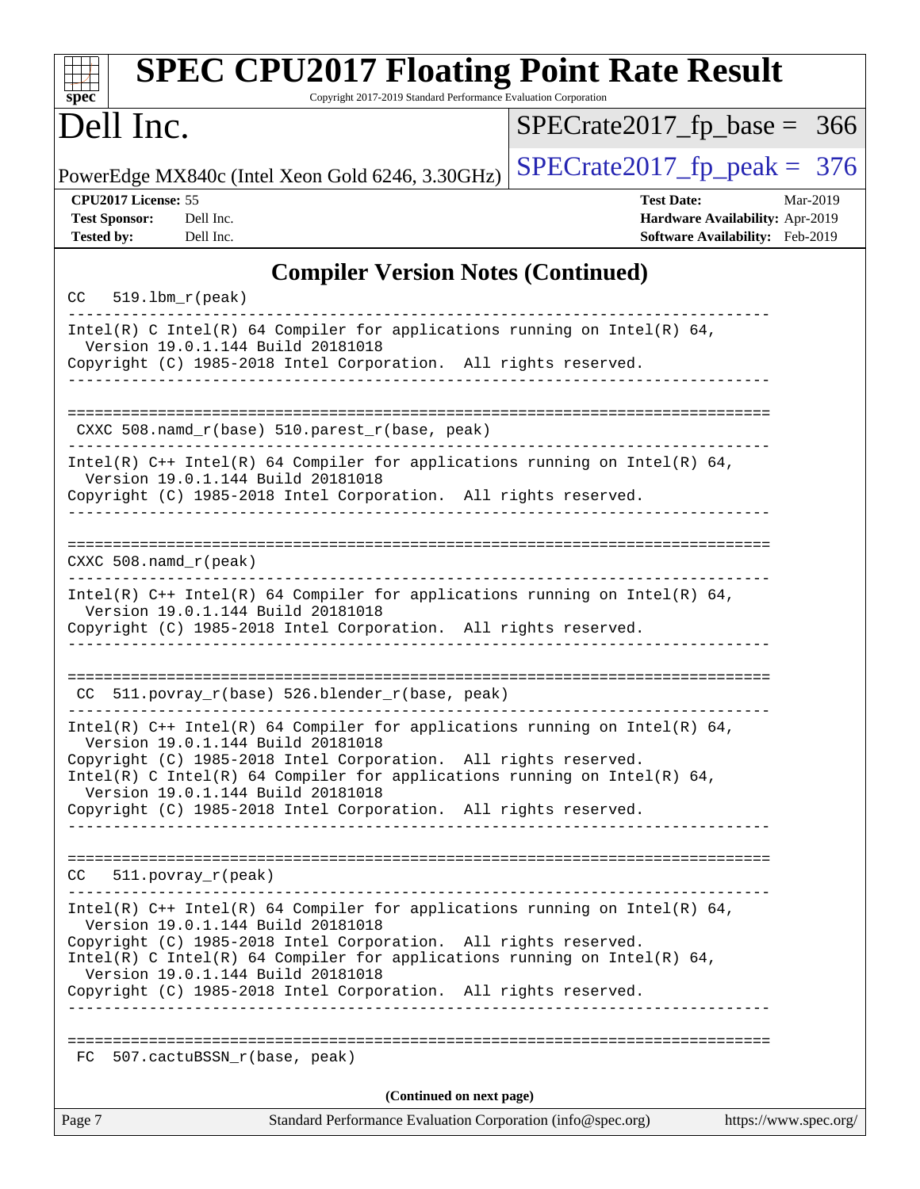## Compiler Version Notes (Continued)

```
CC  519.lbm_r(peak)
------------------------------------------------------------------------------
Intel(R) C Intel(R) 64 Compiler for applications running on Intel(R) 64,
  Version 19.0.1.144 Build 20181018
Copyright (C) 1985-2018 Intel Corporation.  All rights reserved.
------------------------------------------------------------------------------

==============================================================================
 CXXC 508.namd_r(base) 510.parest_r(base, peak)
------------------------------------------------------------------------------
Intel(R) C++ Intel(R) 64 Compiler for applications running on Intel(R) 64,
  Version 19.0.1.144 Build 20181018
Copyright (C) 1985-2018 Intel Corporation.  All rights reserved.
------------------------------------------------------------------------------

==============================================================================
CXXC 508.namd_r(peak)
------------------------------------------------------------------------------
Intel(R) C++ Intel(R) 64 Compiler for applications running on Intel(R) 64,
  Version 19.0.1.144 Build 20181018
Copyright (C) 1985-2018 Intel Corporation.  All rights reserved.
------------------------------------------------------------------------------

==============================================================================
 CC  511.povray_r(base) 526.blender_r(base, peak)
------------------------------------------------------------------------------
Intel(R) C++ Intel(R) 64 Compiler for applications running on Intel(R) 64,
  Version 19.0.1.144 Build 20181018
Copyright (C) 1985-2018 Intel Corporation.  All rights reserved.
Intel(R) C Intel(R) 64 Compiler for applications running on Intel(R) 64,
  Version 19.0.1.144 Build 20181018
Copyright (C) 1985-2018 Intel Corporation.  All rights reserved.
------------------------------------------------------------------------------

==============================================================================
CC  511.povray_r(peak)
------------------------------------------------------------------------------
Intel(R) C++ Intel(R) 64 Compiler for applications running on Intel(R) 64,
  Version 19.0.1.144 Build 20181018
Copyright (C) 1985-2018 Intel Corporation.  All rights reserved.
Intel(R) C Intel(R) 64 Compiler for applications running on Intel(R) 64,
  Version 19.0.1.144 Build 20181018
Copyright (C) 1985-2018 Intel Corporation.  All rights reserved.
------------------------------------------------------------------------------

==============================================================================
 FC  507.cactuBSSN_r(base, peak)
```

(Continued on next page)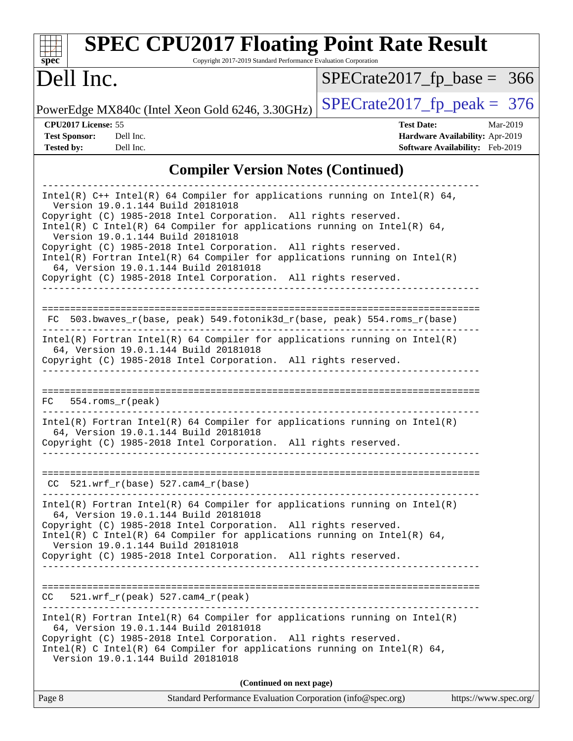# SPEC CPU2017 Floating Point Rate Result

Copyright 2017-2019 Standard Performance Evaluation Corporation

# Dell Inc.

PowerEdge MX840c (Intel Xeon Gold 6246, 3.30GHz)

SPECrate2017_fp_base = 366

SPECrate2017_fp_peak = 376

**CPU2017 License:** 55
**Test Sponsor:** Dell Inc.
**Tested by:** Dell Inc.

**Test Date:** Mar-2019
**Hardware Availability:** Apr-2019
**Software Availability:** Feb-2019

## Compiler Version Notes (Continued)

```
------------------------------------------------------------------------------
Intel(R) C++ Intel(R) 64 Compiler for applications running on Intel(R) 64,
  Version 19.0.1.144 Build 20181018
Copyright (C) 1985-2018 Intel Corporation.  All rights reserved.
Intel(R) C Intel(R) 64 Compiler for applications running on Intel(R) 64,
  Version 19.0.1.144 Build 20181018
Copyright (C) 1985-2018 Intel Corporation.  All rights reserved.
Intel(R) Fortran Intel(R) 64 Compiler for applications running on Intel(R)
  64, Version 19.0.1.144 Build 20181018
Copyright (C) 1985-2018 Intel Corporation.  All rights reserved.
------------------------------------------------------------------------------

==============================================================================
 FC  503.bwaves_r(base, peak) 549.fotonik3d_r(base, peak) 554.roms_r(base)
------------------------------------------------------------------------------
Intel(R) Fortran Intel(R) 64 Compiler for applications running on Intel(R)
  64, Version 19.0.1.144 Build 20181018
Copyright (C) 1985-2018 Intel Corporation.  All rights reserved.
------------------------------------------------------------------------------

==============================================================================
 FC  554.roms_r(peak)
------------------------------------------------------------------------------
Intel(R) Fortran Intel(R) 64 Compiler for applications running on Intel(R)
  64, Version 19.0.1.144 Build 20181018
Copyright (C) 1985-2018 Intel Corporation.  All rights reserved.
------------------------------------------------------------------------------

==============================================================================
 CC  521.wrf_r(base) 527.cam4_r(base)
------------------------------------------------------------------------------
Intel(R) Fortran Intel(R) 64 Compiler for applications running on Intel(R)
  64, Version 19.0.1.144 Build 20181018
Copyright (C) 1985-2018 Intel Corporation.  All rights reserved.
Intel(R) C Intel(R) 64 Compiler for applications running on Intel(R) 64,
  Version 19.0.1.144 Build 20181018
Copyright (C) 1985-2018 Intel Corporation.  All rights reserved.
------------------------------------------------------------------------------

==============================================================================
 CC  521.wrf_r(peak) 527.cam4_r(peak)
------------------------------------------------------------------------------
Intel(R) Fortran Intel(R) 64 Compiler for applications running on Intel(R)
  64, Version 19.0.1.144 Build 20181018
Copyright (C) 1985-2018 Intel Corporation.  All rights reserved.
Intel(R) C Intel(R) 64 Compiler for applications running on Intel(R) 64,
  Version 19.0.1.144 Build 20181018
```

**(Continued on next page)**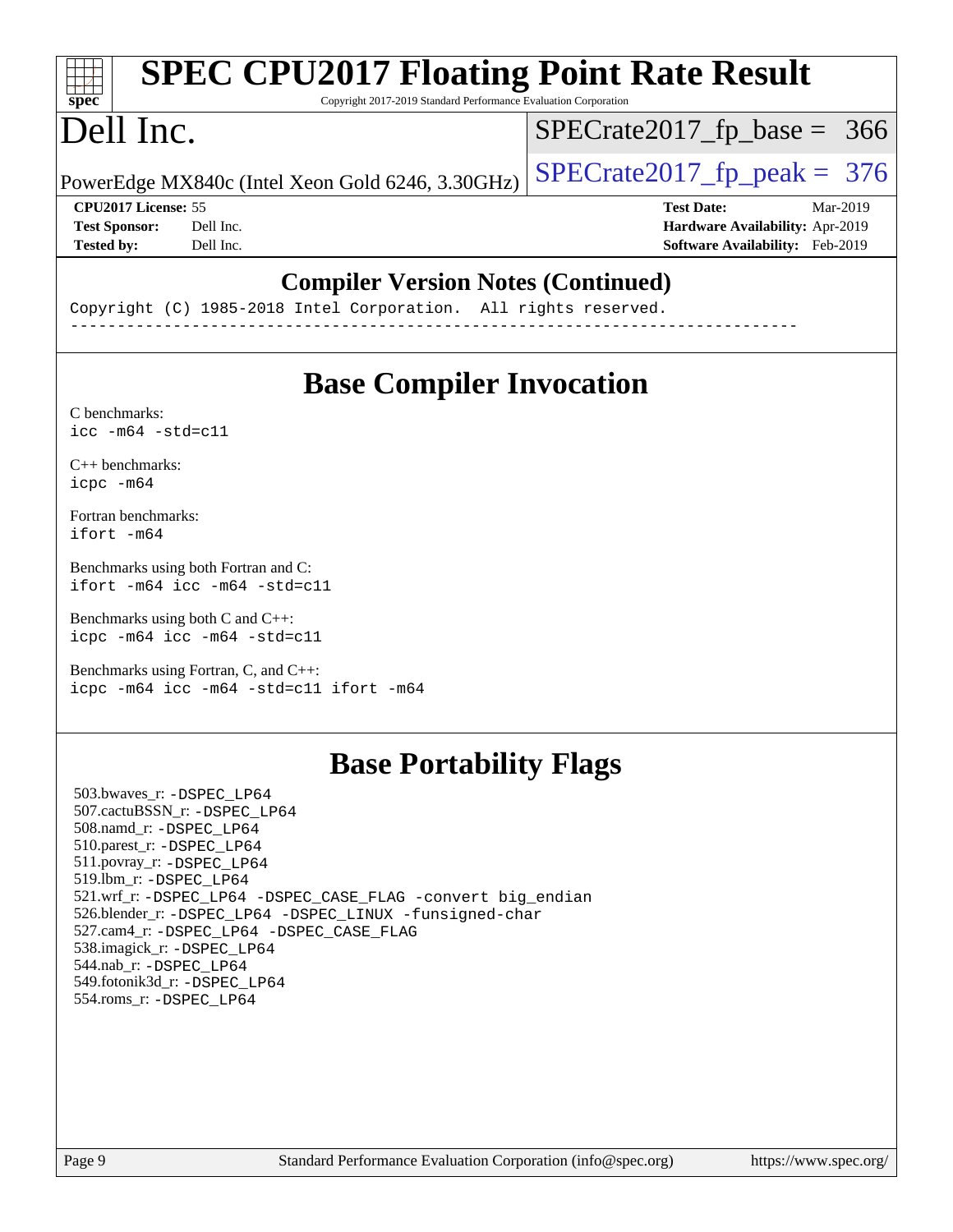## Compiler Version Notes (Continued)

```
Copyright (C) 1985-2018 Intel Corporation.  All rights reserved.
------------------------------------------------------------------------------
```

## Base Compiler Invocation

C benchmarks:
```
icc -m64 -std=c11
```

C++ benchmarks:
```
icpc -m64
```

Fortran benchmarks:
```
ifort -m64
```

Benchmarks using both Fortran and C:
```
ifort -m64 icc -m64 -std=c11
```

Benchmarks using both C and C++:
```
icpc -m64 icc -m64 -std=c11
```

Benchmarks using Fortran, C, and C++:
```
icpc -m64 icc -m64 -std=c11 ifort -m64
```

## Base Portability Flags

503.bwaves_r: -DSPEC_LP64
507.cactuBSSN_r: -DSPEC_LP64
508.namd_r: -DSPEC_LP64
510.parest_r: -DSPEC_LP64
511.povray_r: -DSPEC_LP64
519.lbm_r: -DSPEC_LP64
521.wrf_r: -DSPEC_LP64 -DSPEC_CASE_FLAG -convert big_endian
526.blender_r: -DSPEC_LP64 -DSPEC_LINUX -funsigned-char
527.cam4_r: -DSPEC_LP64 -DSPEC_CASE_FLAG
538.imagick_r: -DSPEC_LP64
544.nab_r: -DSPEC_LP64
549.fotonik3d_r: -DSPEC_LP64
554.roms_r: -DSPEC_LP64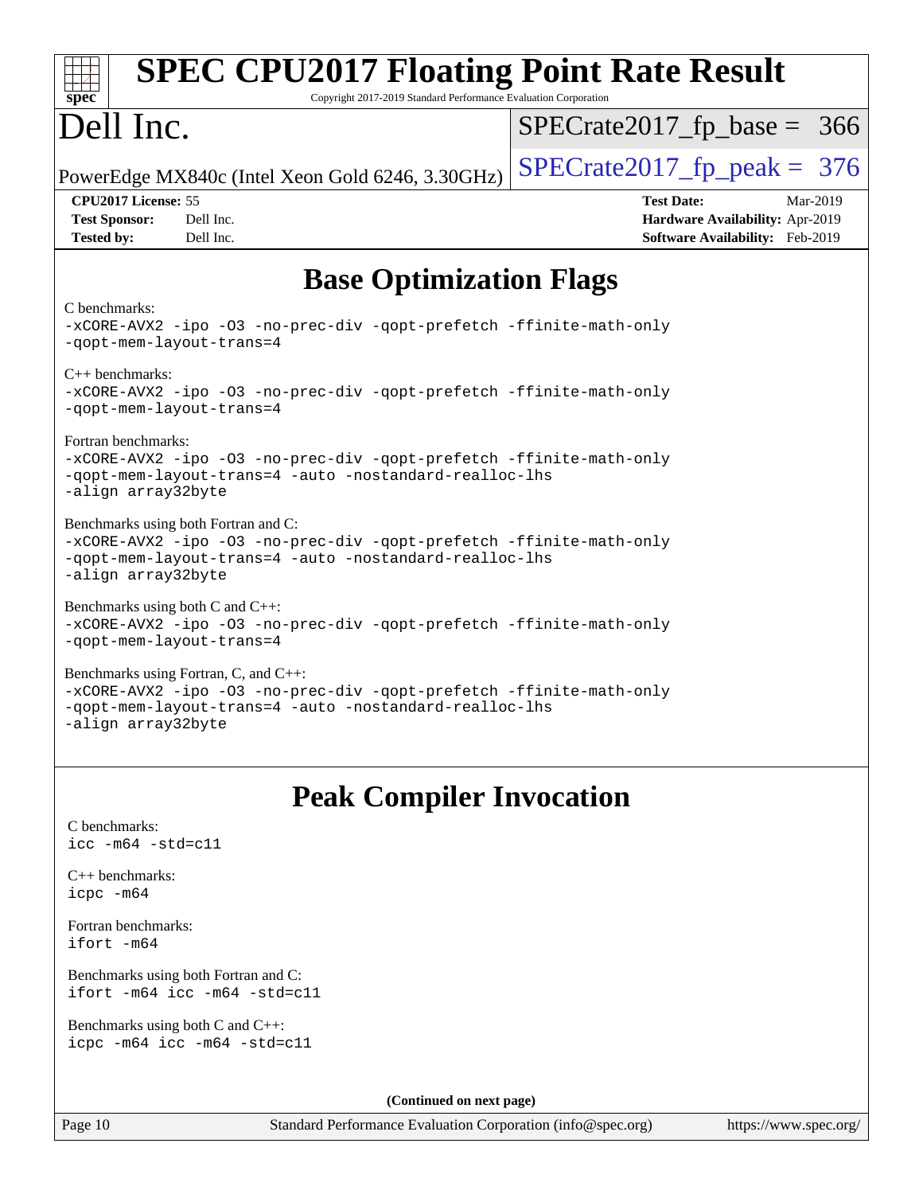## Base Optimization Flags

C benchmarks:
```
-xCORE-AVX2 -ipo -O3 -no-prec-div -qopt-prefetch -ffinite-math-only
-qopt-mem-layout-trans=4
```

C++ benchmarks:
```
-xCORE-AVX2 -ipo -O3 -no-prec-div -qopt-prefetch -ffinite-math-only
-qopt-mem-layout-trans=4
```

Fortran benchmarks:
```
-xCORE-AVX2 -ipo -O3 -no-prec-div -qopt-prefetch -ffinite-math-only
-qopt-mem-layout-trans=4 -auto -nostandard-realloc-lhs
-align array32byte
```

Benchmarks using both Fortran and C:
```
-xCORE-AVX2 -ipo -O3 -no-prec-div -qopt-prefetch -ffinite-math-only
-qopt-mem-layout-trans=4 -auto -nostandard-realloc-lhs
-align array32byte
```

Benchmarks using both C and C++:
```
-xCORE-AVX2 -ipo -O3 -no-prec-div -qopt-prefetch -ffinite-math-only
-qopt-mem-layout-trans=4
```

Benchmarks using Fortran, C, and C++:
```
-xCORE-AVX2 -ipo -O3 -no-prec-div -qopt-prefetch -ffinite-math-only
-qopt-mem-layout-trans=4 -auto -nostandard-realloc-lhs
-align array32byte
```

## Peak Compiler Invocation

C benchmarks:
```
icc -m64 -std=c11
```

C++ benchmarks:
```
icpc -m64
```

Fortran benchmarks:
```
ifort -m64
```

Benchmarks using both Fortran and C:
```
ifort -m64 icc -m64 -std=c11
```

Benchmarks using both C and C++:
```
icpc -m64 icc -m64 -std=c11
```

**(Continued on next page)**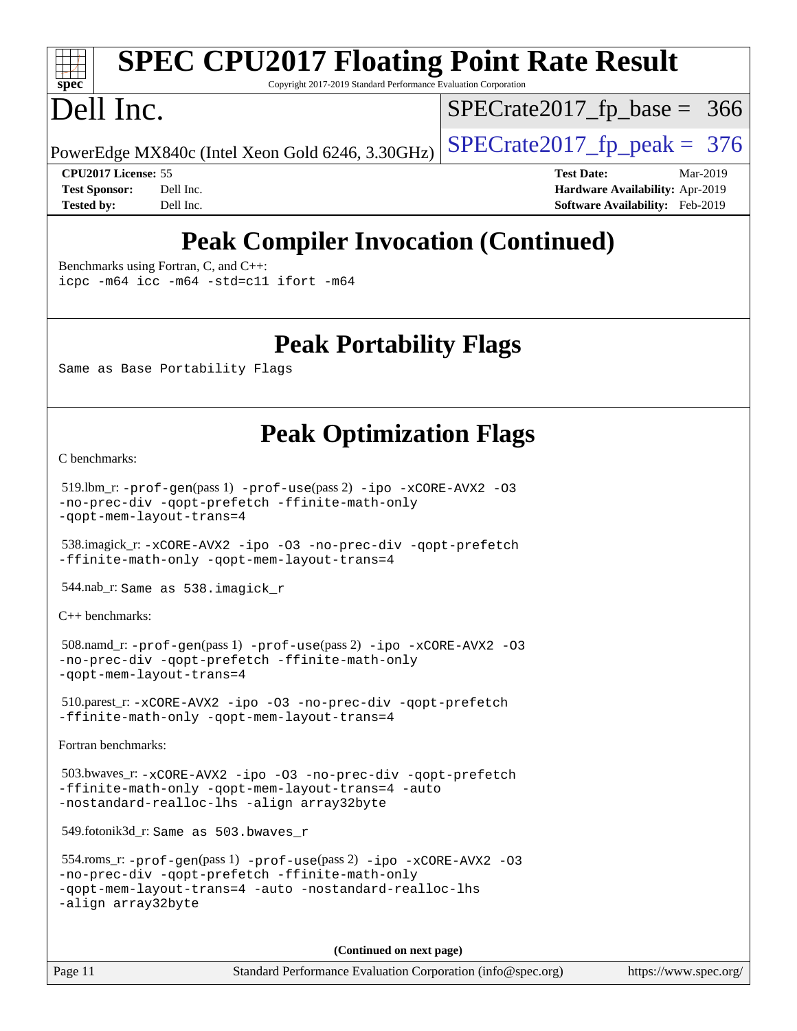# Peak Compiler Invocation (Continued)

Benchmarks using Fortran, C, and C++:

```
icpc -m64 icc -m64 -std=c11 ifort -m64
```

# Peak Portability Flags

Same as Base Portability Flags

# Peak Optimization Flags

C benchmarks:

519.lbm_r: -prof-gen(pass 1) -prof-use(pass 2) -ipo -xCORE-AVX2 -O3 -no-prec-div -qopt-prefetch -ffinite-math-only -qopt-mem-layout-trans=4

538.imagick_r: -xCORE-AVX2 -ipo -O3 -no-prec-div -qopt-prefetch -ffinite-math-only -qopt-mem-layout-trans=4

544.nab_r: Same as 538.imagick_r

C++ benchmarks:

508.namd_r: -prof-gen(pass 1) -prof-use(pass 2) -ipo -xCORE-AVX2 -O3 -no-prec-div -qopt-prefetch -ffinite-math-only -qopt-mem-layout-trans=4

510.parest_r: -xCORE-AVX2 -ipo -O3 -no-prec-div -qopt-prefetch -ffinite-math-only -qopt-mem-layout-trans=4

Fortran benchmarks:

503.bwaves_r: -xCORE-AVX2 -ipo -O3 -no-prec-div -qopt-prefetch -ffinite-math-only -qopt-mem-layout-trans=4 -auto -nostandard-realloc-lhs -align array32byte

549.fotonik3d_r: Same as 503.bwaves_r

554.roms_r: -prof-gen(pass 1) -prof-use(pass 2) -ipo -xCORE-AVX2 -O3 -no-prec-div -qopt-prefetch -ffinite-math-only -qopt-mem-layout-trans=4 -auto -nostandard-realloc-lhs -align array32byte

**(Continued on next page)**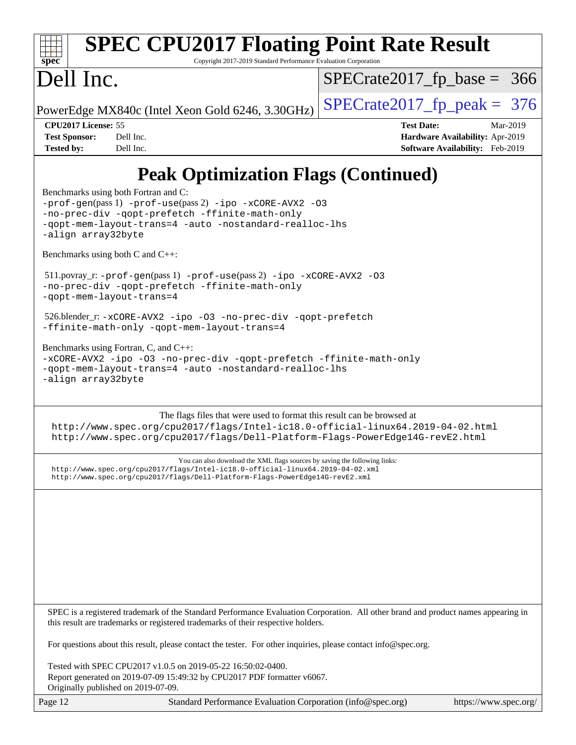# SPEC CPU2017 Floating Point Rate Result

Copyright 2017-2019 Standard Performance Evaluation Corporation

# Dell Inc.

PowerEdge MX840c (Intel Xeon Gold 6246, 3.30GHz)

SPECrate2017_fp_base = 366

SPECrate2017_fp_peak = 376

**CPU2017 License:** 55
**Test Sponsor:** Dell Inc.
**Tested by:** Dell Inc.

**Test Date:** Mar-2019
**Hardware Availability:** Apr-2019
**Software Availability:** Feb-2019

## Peak Optimization Flags (Continued)

Benchmarks using both Fortran and C:

```
-prof-gen(pass 1) -prof-use(pass 2) -ipo -xCORE-AVX2 -O3
-no-prec-div -qopt-prefetch -ffinite-math-only
-qopt-mem-layout-trans=4 -auto -nostandard-realloc-lhs
-align array32byte
```

Benchmarks using both C and C++:

511.povray_r:
```
-prof-gen(pass 1) -prof-use(pass 2) -ipo -xCORE-AVX2 -O3
-no-prec-div -qopt-prefetch -ffinite-math-only
-qopt-mem-layout-trans=4
```

526.blender_r:
```
-xCORE-AVX2 -ipo -O3 -no-prec-div -qopt-prefetch
-ffinite-math-only -qopt-mem-layout-trans=4
```

Benchmarks using Fortran, C, and C++:

```
-xCORE-AVX2 -ipo -O3 -no-prec-div -qopt-prefetch -ffinite-math-only
-qopt-mem-layout-trans=4 -auto -nostandard-realloc-lhs
-align array32byte
```

The flags files that were used to format this result can be browsed at
http://www.spec.org/cpu2017/flags/Intel-ic18.0-official-linux64.2019-04-02.html
http://www.spec.org/cpu2017/flags/Dell-Platform-Flags-PowerEdge14G-revE2.html

You can also download the XML flags sources by saving the following links:
http://www.spec.org/cpu2017/flags/Intel-ic18.0-official-linux64.2019-04-02.xml
http://www.spec.org/cpu2017/flags/Dell-Platform-Flags-PowerEdge14G-revE2.xml

SPEC is a registered trademark of the Standard Performance Evaluation Corporation. All other brand and product names appearing in this result are trademarks or registered trademarks of their respective holders.

For questions about this result, please contact the tester. For other inquiries, please contact info@spec.org.

Tested with SPEC CPU2017 v1.0.5 on 2019-05-22 16:50:02-0400.
Report generated on 2019-07-09 15:49:32 by CPU2017 PDF formatter v6067.
Originally published on 2019-07-09.